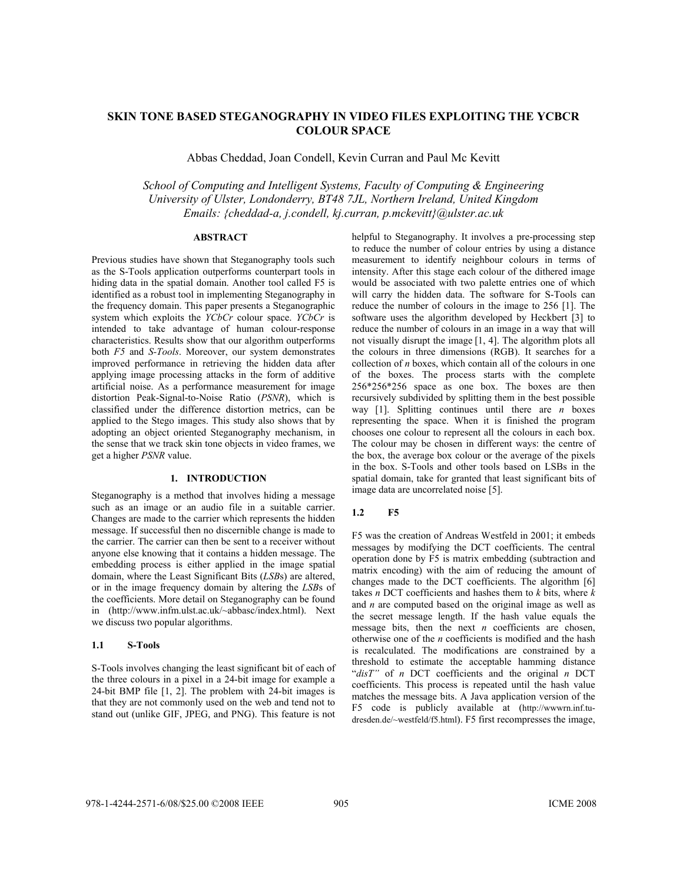# SKIN TONE BASED STEGANOGRAPHY IN VIDEO FILES EXPLOITING THE YCBCR COLOUR SPACE

Abbas Cheddad, Joan Condell, Kevin Curran and Paul Mc Kevitt

*School of Computing and Intelligent Systems, Faculty of Computing & Engineering*
*University of Ulster, Londonderry, BT48 7JL, Northern Ireland, United Kingdom*
*Emails: {cheddad-a, j.condell, kj.curran, p.mckevitt}@ulster.ac.uk*

## ABSTRACT

Previous studies have shown that Steganography tools such as the S-Tools application outperforms counterpart tools in hiding data in the spatial domain. Another tool called F5 is identified as a robust tool in implementing Steganography in the frequency domain. This paper presents a Steganographic system which exploits the *YCbCr* colour space. *YCbCr* is intended to take advantage of human colour-response characteristics. Results show that our algorithm outperforms both *F5* and *S-Tools*. Moreover, our system demonstrates improved performance in retrieving the hidden data after applying image processing attacks in the form of additive artificial noise. As a performance measurement for image distortion Peak-Signal-to-Noise Ratio (*PSNR*), which is classified under the difference distortion metrics, can be applied to the Stego images. This study also shows that by adopting an object oriented Steganography mechanism, in the sense that we track skin tone objects in video frames, we get a higher *PSNR* value.

## 1. INTRODUCTION

Steganography is a method that involves hiding a message such as an image or an audio file in a suitable carrier. Changes are made to the carrier which represents the hidden message. If successful then no discernible change is made to the carrier. The carrier can then be sent to a receiver without anyone else knowing that it contains a hidden message. The embedding process is either applied in the image spatial domain, where the Least Significant Bits (*LSB*s) are altered, or in the image frequency domain by altering the *LSB*s of the coefficients. More detail on Steganography can be found in (http://www.infm.ulst.ac.uk/~abbasc/index.html). Next we discuss two popular algorithms.

### 1.1 S-Tools

S-Tools involves changing the least significant bit of each of the three colours in a pixel in a 24-bit image for example a 24-bit BMP file [1, 2]. The problem with 24-bit images is that they are not commonly used on the web and tend not to stand out (unlike GIF, JPEG, and PNG). This feature is not helpful to Steganography. It involves a pre-processing step to reduce the number of colour entries by using a distance measurement to identify neighbour colours in terms of intensity. After this stage each colour of the dithered image would be associated with two palette entries one of which will carry the hidden data. The software for S-Tools can reduce the number of colours in the image to 256 [1]. The software uses the algorithm developed by Heckbert [3] to reduce the number of colours in an image in a way that will not visually disrupt the image [1, 4]. The algorithm plots all the colours in three dimensions (RGB). It searches for a collection of *n* boxes, which contain all of the colours in one of the boxes. The process starts with the complete 256\*256\*256 space as one box. The boxes are then recursively subdivided by splitting them in the best possible way [1]. Splitting continues until there are *n* boxes representing the space. When it is finished the program chooses one colour to represent all the colours in each box. The colour may be chosen in different ways: the centre of the box, the average box colour or the average of the pixels in the box. S-Tools and other tools based on LSBs in the spatial domain, take for granted that least significant bits of image data are uncorrelated noise [5].

### 1.2 F5

F5 was the creation of Andreas Westfeld in 2001; it embeds messages by modifying the DCT coefficients. The central operation done by F5 is matrix embedding (subtraction and matrix encoding) with the aim of reducing the amount of changes made to the DCT coefficients. The algorithm [6] takes *n* DCT coefficients and hashes them to *k* bits, where *k* and *n* are computed based on the original image as well as the secret message length. If the hash value equals the message bits, then the next *n* coefficients are chosen, otherwise one of the *n* coefficients is modified and the hash is recalculated. The modifications are constrained by a threshold to estimate the acceptable hamming distance "*disT"* of *n* DCT coefficients and the original *n* DCT coefficients. This process is repeated until the hash value matches the message bits. A Java application version of the F5 code is publicly available at (http://wwwrn.inf.tu-dresden.de/~westfeld/f5.html). F5 first recompresses the image,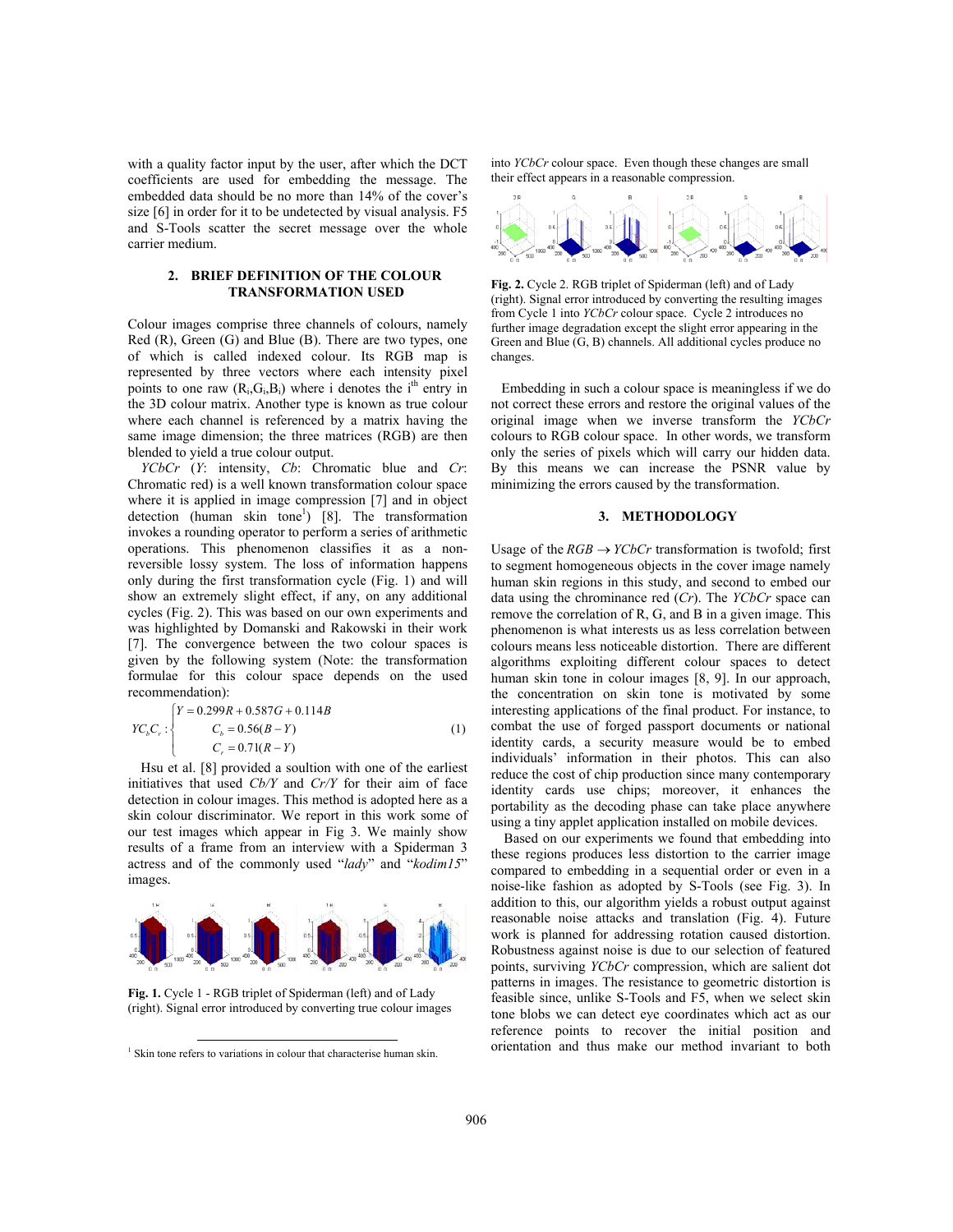with a quality factor input by the user, after which the DCT coefficients are used for embedding the message. The embedded data should be no more than 14% of the cover's size [6] in order for it to be undetected by visual analysis. F5 and S-Tools scatter the secret message over the whole carrier medium.

## 2. BRIEF DEFINITION OF THE COLOUR TRANSFORMATION USED

Colour images comprise three channels of colours, namely Red (R), Green (G) and Blue (B). There are two types, one of which is called indexed colour. Its RGB map is represented by three vectors where each intensity pixel points to one raw $(R_i,G_i,B_i)$ where i denotes the i[th] entry in the 3D colour matrix. Another type is known as true colour where each channel is referenced by a matrix having the same image dimension; the three matrices (RGB) are then blended to yield a true colour output.

*YCbCr* (*Y*: intensity, *Cb*: Chromatic blue and *Cr*: Chromatic red) is a well known transformation colour space where it is applied in image compression [7] and in object detection (human skin tone[1]) [8]. The transformation invokes a rounding operator to perform a series of arithmetic operations. This phenomenon classifies it as a non-reversible lossy system. The loss of information happens only during the first transformation cycle (Fig. 1) and will show an extremely slight effect, if any, on any additional cycles (Fig. 2). This was based on our own experiments and was highlighted by Domanski and Rakowski in their work [7]. The convergence between the two colour spaces is given by the following system (Note: the transformation formulae for this colour space depends on the used recommendation):

$$YC_bC_r : \begin{cases} Y = 0.299R + 0.587G + 0.114B \\ C_b = 0.56(B - Y) \\ C_r = 0.71(R - Y) \end{cases} \quad (1)$$

Hsu et al. [8] provided a soultion with one of the earliest initiatives that used *Cb/Y* and *Cr/Y* for their aim of face detection in colour images. This method is adopted here as a skin colour discriminator. We report in this work some of our test images which appear in Fig 3. We mainly show results of a frame from an interview with a Spiderman 3 actress and of the commonly used "*lady*" and "*kodim15*" images.

**Fig. 1.** Cycle 1 - RGB triplet of Spiderman (left) and of Lady (right). Signal error introduced by converting true colour images into *YCbCr* colour space. Even though these changes are small their effect appears in a reasonable compression.

**Fig. 2.** Cycle 2. RGB triplet of Spiderman (left) and of Lady (right). Signal error introduced by converting the resulting images from Cycle 1 into *YCbCr* colour space. Cycle 2 introduces no further image degradation except the slight error appearing in the Green and Blue (G, B) channels. All additional cycles produce no changes.

Embedding in such a colour space is meaningless if we do not correct these errors and restore the original values of the original image when we inverse transform the *YCbCr* colours to RGB colour space. In other words, we transform only the series of pixels which will carry our hidden data. By this means we can increase the PSNR value by minimizing the errors caused by the transformation.

## 3. METHODOLOGY

Usage of the $RGB \rightarrow YCbCr$ transformation is twofold; first to segment homogeneous objects in the cover image namely human skin regions in this study, and second to embed our data using the chrominance red (*Cr*). The *YCbCr* space can remove the correlation of R, G, and B in a given image. This phenomenon is what interests us as less correlation between colours means less noticeable distortion. There are different algorithms exploiting different colour spaces to detect human skin tone in colour images [8, 9]. In our approach, the concentration on skin tone is motivated by some interesting applications of the final product. For instance, to combat the use of forged passport documents or national identity cards, a security measure would be to embed individuals' information in their photos. This can also reduce the cost of chip production since many contemporary identity cards use chips; moreover, it enhances the portability as the decoding phase can take place anywhere using a tiny applet application installed on mobile devices.

Based on our experiments we found that embedding into these regions produces less distortion to the carrier image compared to embedding in a sequential order or even in a noise-like fashion as adopted by S-Tools (see Fig. 3). In addition to this, our algorithm yields a robust output against reasonable noise attacks and translation (Fig. 4). Future work is planned for addressing rotation caused distortion. Robustness against noise is due to our selection of featured points, surviving *YCbCr* compression, which are salient dot patterns in images. The resistance to geometric distortion is feasible since, unlike S-Tools and F5, when we select skin tone blobs we can detect eye coordinates which act as our reference points to recover the initial position and orientation and thus make our method invariant to both

[1] Skin tone refers to variations in colour that characterise human skin.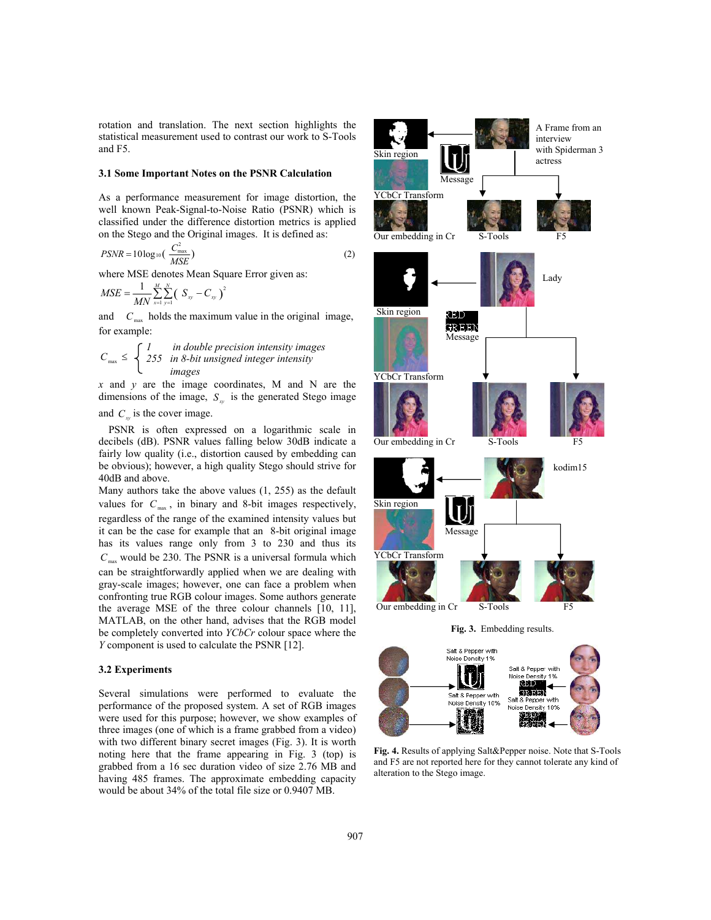rotation and translation. The next section highlights the statistical measurement used to contrast our work to S-Tools and F5.

### 3.1 Some Important Notes on the PSNR Calculation

As a performance measurement for image distortion, the well known Peak-Signal-to-Noise Ratio (PSNR) which is classified under the difference distortion metrics is applied on the Stego and the Original images. It is defined as:

$$PSNR = 10\log_{10}\left(\frac{C_{max}^2}{MSE}\right) \tag{2}$$

where MSE denotes Mean Square Error given as:

$$MSE = \frac{1}{MN}\sum_{x=1}^{M}\sum_{y=1}^{N}\left(S_{xy} - C_{xy}\right)^2$$

and $C_{max}$ holds the maximum value in the original image, for example:

$$C_{max} \leq \begin{cases} 1 & \text{in double precision intensity images} \\ 255 & \text{in 8-bit unsigned integer intensity images} \end{cases}$$

$x$ and $y$ are the image coordinates, M and N are the dimensions of the image, $S_{xy}$ is the generated Stego image and $C_{xy}$ is the cover image.

PSNR is often expressed on a logarithmic scale in decibels (dB). PSNR values falling below 30dB indicate a fairly low quality (i.e., distortion caused by embedding can be obvious); however, a high quality Stego should strive for 40dB and above.

Many authors take the above values (1, 255) as the default values for $C_{max}$, in binary and 8-bit images respectively, regardless of the range of the examined intensity values but it can be the case for example that an 8-bit original image has its values range only from 3 to 230 and thus its $C_{max}$ would be 230. The PSNR is a universal formula which can be straightforwardly applied when we are dealing with gray-scale images; however, one can face a problem when confronting true RGB colour images. Some authors generate the average MSE of the three colour channels [10, 11], MATLAB, on the other hand, advises that the RGB model be completely converted into *YCbCr* colour space where the *Y* component is used to calculate the PSNR [12].

### 3.2 Experiments

Several simulations were performed to evaluate the performance of the proposed system. A set of RGB images were used for this purpose; however, we show examples of three images (one of which is a frame grabbed from a video) with two different binary secret images (Fig. 3). It is worth noting here that the frame appearing in Fig. 3 (top) is grabbed from a 16 sec duration video of size 2.76 MB and having 485 frames. The approximate embedding capacity would be about 34% of the total file size or 0.9407 MB.

**Fig. 3.** Embedding results.

**Fig. 4.** Results of applying Salt&Pepper noise. Note that S-Tools and F5 are not reported here for they cannot tolerate any kind of alteration to the Stego image.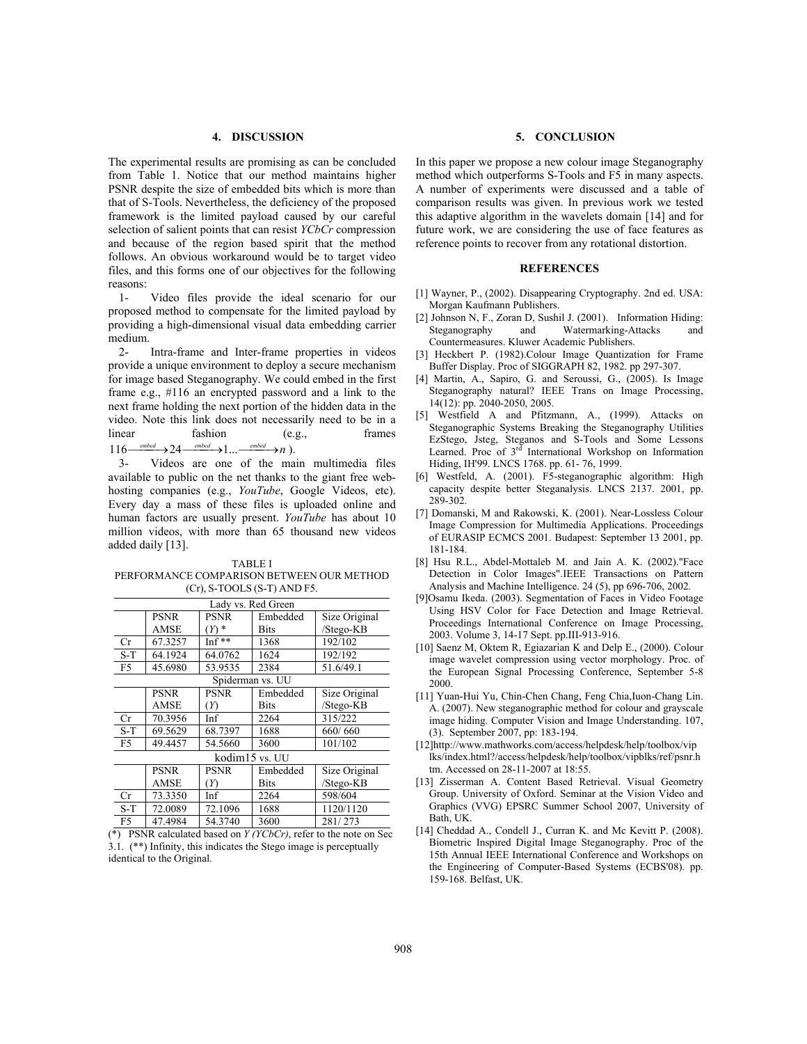## 4. DISCUSSION

The experimental results are promising as can be concluded from Table 1. Notice that our method maintains higher PSNR despite the size of embedded bits which is more than that of S-Tools. Nevertheless, the deficiency of the proposed framework is the limited payload caused by our careful selection of salient points that can resist *YCbCr* compression and because of the region based spirit that the method follows. An obvious workaround would be to target video files, and this forms one of our objectives for the following reasons:

1- Video files provide the ideal scenario for our proposed method to compensate for the limited payload by providing a high-dimensional visual data embedding carrier medium.

2- Intra-frame and Inter-frame properties in videos provide a unique environment to deploy a secure mechanism for image based Steganography. We could embed in the first frame e.g., #116 an encrypted password and a link to the next frame holding the next portion of the hidden data in the video. Note this link does not necessarily need to be in a linear fashion (e.g., frames $116 \xrightarrow{embed} 24 \xrightarrow{embed} 1 ... \xrightarrow{embed} n$ ).

3- Videos are one of the main multimedia files available to public on the net thanks to the giant free web-hosting companies (e.g., *YouTube*, Google Videos, etc). Every day a mass of these files is uploaded online and human factors are usually present. *YouTube* has about 10 million videos, with more than 65 thousand new videos added daily [13].

TABLE I
PERFORMANCE COMPARISON BETWEEN OUR METHOD (Cr), S-TOOLS (S-T) AND F5.

| Lady vs. Red Green | | | | |
|---|---|---|---|---|
| | PSNR AMSE | PSNR (*Y*) * | Embedded Bits | Size Original /Stego-KB |
| Cr | 67.3257 | Inf ** | 1368 | 192/102 |
| S-T | 64.1924 | 64.0762 | 1624 | 192/192 |
| F5 | 45.6980 | 53.9535 | 2384 | 51.6/49.1 |
| **Spiderman vs. UU** | | | | |
| | PSNR AMSE | PSNR (*Y*) | Embedded Bits | Size Original /Stego-KB |
| Cr | 70.3956 | Inf | 2264 | 315/222 |
| S-T | 69.5629 | 68.7397 | 1688 | 660/ 660 |
| F5 | 49.4457 | 54.5660 | 3600 | 101/102 |
| **kodim15 vs. UU** | | | | |
| | PSNR AMSE | PSNR (*Y*) | Embedded Bits | Size Original /Stego-KB |
| Cr | 73.3350 | Inf | 2264 | 598/604 |
| S-T | 72.0089 | 72.1096 | 1688 | 1120/1120 |
| F5 | 47.4984 | 54.3740 | 3600 | 281/ 273 |

(*) PSNR calculated based on *Y (YCbCr)*, refer to the note on Sec 3.1. (**) Infinity, this indicates the Stego image is perceptually identical to the Original.

## 5. CONCLUSION

In this paper we propose a new colour image Steganography method which outperforms S-Tools and F5 in many aspects. A number of experiments were discussed and a table of comparison results was given. In previous work we tested this adaptive algorithm in the wavelets domain [14] and for future work, we are considering the use of face features as reference points to recover from any rotational distortion.

## REFERENCES

[1] Wayner, P., (2002). Disappearing Cryptography. 2nd ed. USA: Morgan Kaufmann Publishers.

[2] Johnson N, F., Zoran D, Sushil J. (2001). Information Hiding: Steganography and Watermarking-Attacks and Countermeasures. Kluwer Academic Publishers.

[3] Heckbert P. (1982).Colour Image Quantization for Frame Buffer Display. Proc of SIGGRAPH 82, 1982. pp 297-307.

[4] Martin, A., Sapiro, G. and Seroussi, G., (2005). Is Image Steganography natural? IEEE Trans on Image Processing, 14(12): pp. 2040-2050, 2005.

[5] Westfield A and Pfitzmann, A., (1999). Attacks on Steganographic Systems Breaking the Steganography Utilities EzStego, Jsteg, Steganos and S-Tools and Some Lessons Learned. Proc of 3rd International Workshop on Information Hiding, IH'99. LNCS 1768. pp. 61- 76, 1999.

[6] Westfeld, A. (2001). F5-steganographic algorithm: High capacity despite better Steganalysis. LNCS 2137. 2001, pp. 289-302.

[7] Domanski, M and Rakowski, K. (2001). Near-Lossless Colour Image Compression for Multimedia Applications. Proceedings of EURASIP ECMCS 2001. Budapest: September 13 2001, pp. 181-184.

[8] Hsu R.L., Abdel-Mottaleb M. and Jain A. K. (2002)."Face Detection in Color Images".IEEE Transactions on Pattern Analysis and Machine Intelligence. 24 (5), pp 696-706, 2002.

[9]Osamu Ikeda. (2003). Segmentation of Faces in Video Footage Using HSV Color for Face Detection and Image Retrieval. Proceedings International Conference on Image Processing, 2003. Volume 3, 14-17 Sept. pp.III-913-916.

[10] Saenz M, Oktem R, Egiazarian K and Delp E., (2000). Colour image wavelet compression using vector morphology. Proc. of the European Signal Processing Conference, September 5-8 2000.

[11] Yuan-Hui Yu, Chin-Chen Chang, Feng Chia,Iuon-Chang Lin. A. (2007). New steganographic method for colour and grayscale image hiding. Computer Vision and Image Understanding. 107, (3). September 2007, pp: 183-194.

[12]http://www.mathworks.com/access/helpdesk/help/toolbox/vipblks/index.html?/access/helpdesk/help/toolbox/vipblks/ref/psnr.htm. Accessed on 28-11-2007 at 18:55.

[13] Zisserman A. Content Based Retrieval. Visual Geometry Group. University of Oxford. Seminar at the Vision Video and Graphics (VVG) EPSRC Summer School 2007, University of Bath, UK.

[14] Cheddad A., Condell J., Curran K. and Mc Kevitt P. (2008). Biometric Inspired Digital Image Steganography. Proc of the 15th Annual IEEE International Conference and Workshops on the Engineering of Computer-Based Systems (ECBS'08). pp. 159-168. Belfast, UK.